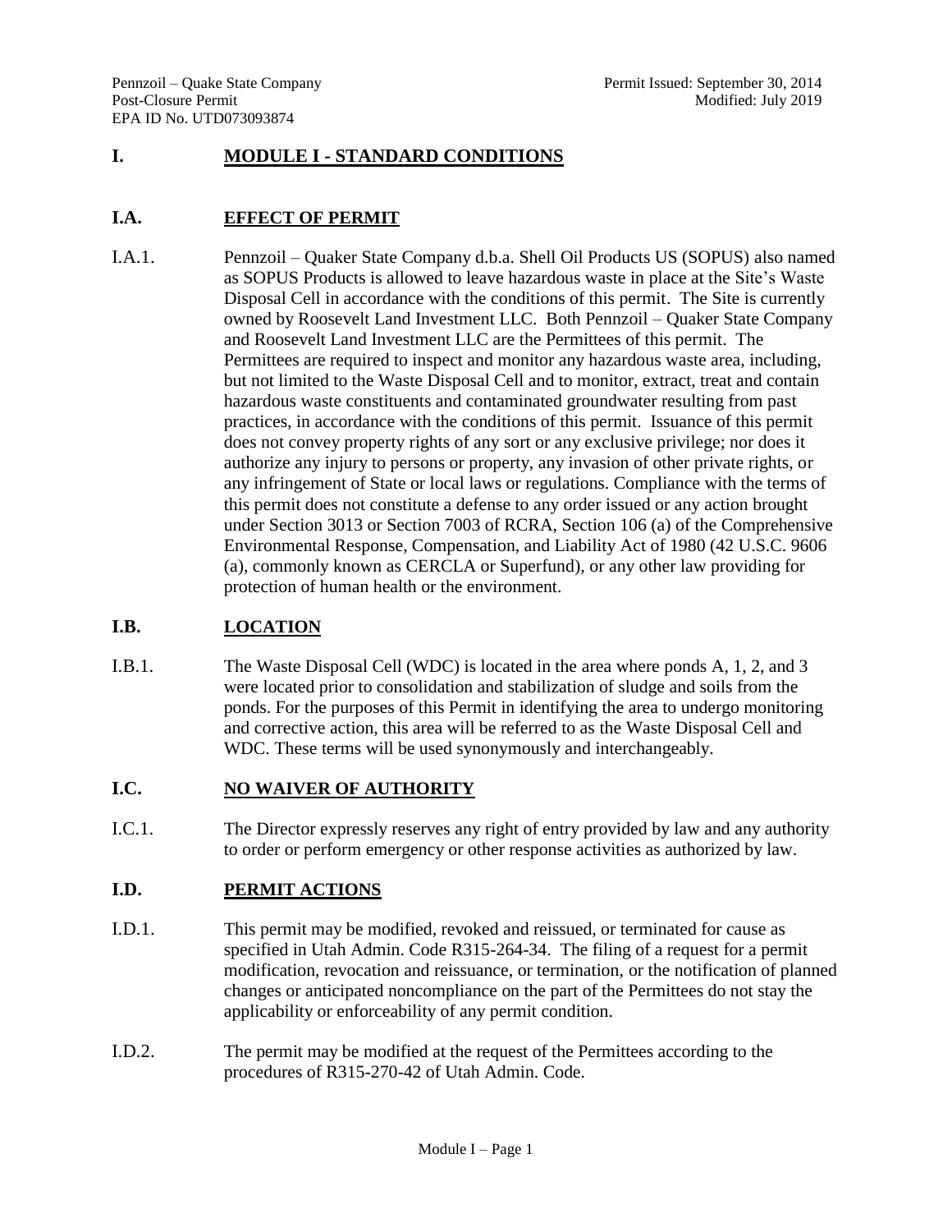# I. MODULE I - STANDARD CONDITIONS

## I.A. EFFECT OF PERMIT

I.A.1. Pennzoil – Quaker State Company d.b.a. Shell Oil Products US (SOPUS) also named as SOPUS Products is allowed to leave hazardous waste in place at the Site's Waste Disposal Cell in accordance with the conditions of this permit. The Site is currently owned by Roosevelt Land Investment LLC. Both Pennzoil – Quaker State Company and Roosevelt Land Investment LLC are the Permittees of this permit. The Permittees are required to inspect and monitor any hazardous waste area, including, but not limited to the Waste Disposal Cell and to monitor, extract, treat and contain hazardous waste constituents and contaminated groundwater resulting from past practices, in accordance with the conditions of this permit. Issuance of this permit does not convey property rights of any sort or any exclusive privilege; nor does it authorize any injury to persons or property, any invasion of other private rights, or any infringement of State or local laws or regulations. Compliance with the terms of this permit does not constitute a defense to any order issued or any action brought under Section 3013 or Section 7003 of RCRA, Section 106 (a) of the Comprehensive Environmental Response, Compensation, and Liability Act of 1980 (42 U.S.C. 9606 (a), commonly known as CERCLA or Superfund), or any other law providing for protection of human health or the environment.

## I.B. LOCATION

I.B.1. The Waste Disposal Cell (WDC) is located in the area where ponds A, 1, 2, and 3 were located prior to consolidation and stabilization of sludge and soils from the ponds. For the purposes of this Permit in identifying the area to undergo monitoring and corrective action, this area will be referred to as the Waste Disposal Cell and WDC. These terms will be used synonymously and interchangeably.

## I.C. NO WAIVER OF AUTHORITY

I.C.1. The Director expressly reserves any right of entry provided by law and any authority to order or perform emergency or other response activities as authorized by law.

## I.D. PERMIT ACTIONS

I.D.1. This permit may be modified, revoked and reissued, or terminated for cause as specified in Utah Admin. Code R315-264-34. The filing of a request for a permit modification, revocation and reissuance, or termination, or the notification of planned changes or anticipated noncompliance on the part of the Permittees do not stay the applicability or enforceability of any permit condition.

I.D.2. The permit may be modified at the request of the Permittees according to the procedures of R315-270-42 of Utah Admin. Code.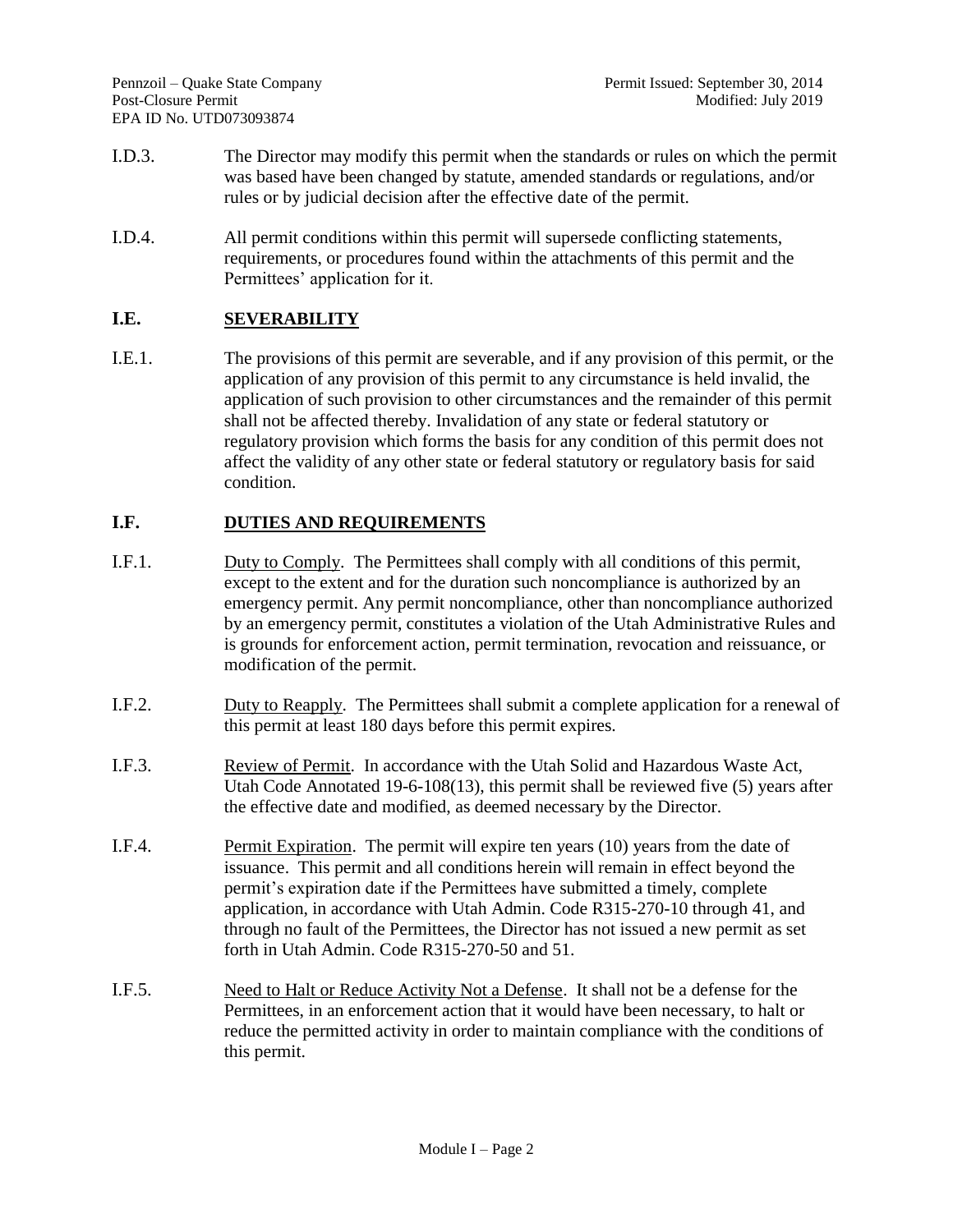I.D.3. The Director may modify this permit when the standards or rules on which the permit was based have been changed by statute, amended standards or regulations, and/or rules or by judicial decision after the effective date of the permit.

I.D.4. All permit conditions within this permit will supersede conflicting statements, requirements, or procedures found within the attachments of this permit and the Permittees' application for it.

## I.E. SEVERABILITY

I.E.1. The provisions of this permit are severable, and if any provision of this permit, or the application of any provision of this permit to any circumstance is held invalid, the application of such provision to other circumstances and the remainder of this permit shall not be affected thereby. Invalidation of any state or federal statutory or regulatory provision which forms the basis for any condition of this permit does not affect the validity of any other state or federal statutory or regulatory basis for said condition.

## I.F. DUTIES AND REQUIREMENTS

I.F.1. Duty to Comply. The Permittees shall comply with all conditions of this permit, except to the extent and for the duration such noncompliance is authorized by an emergency permit. Any permit noncompliance, other than noncompliance authorized by an emergency permit, constitutes a violation of the Utah Administrative Rules and is grounds for enforcement action, permit termination, revocation and reissuance, or modification of the permit.

I.F.2. Duty to Reapply. The Permittees shall submit a complete application for a renewal of this permit at least 180 days before this permit expires.

I.F.3. Review of Permit. In accordance with the Utah Solid and Hazardous Waste Act, Utah Code Annotated 19-6-108(13), this permit shall be reviewed five (5) years after the effective date and modified, as deemed necessary by the Director.

I.F.4. Permit Expiration. The permit will expire ten years (10) years from the date of issuance. This permit and all conditions herein will remain in effect beyond the permit's expiration date if the Permittees have submitted a timely, complete application, in accordance with Utah Admin. Code R315-270-10 through 41, and through no fault of the Permittees, the Director has not issued a new permit as set forth in Utah Admin. Code R315-270-50 and 51.

I.F.5. Need to Halt or Reduce Activity Not a Defense. It shall not be a defense for the Permittees, in an enforcement action that it would have been necessary, to halt or reduce the permitted activity in order to maintain compliance with the conditions of this permit.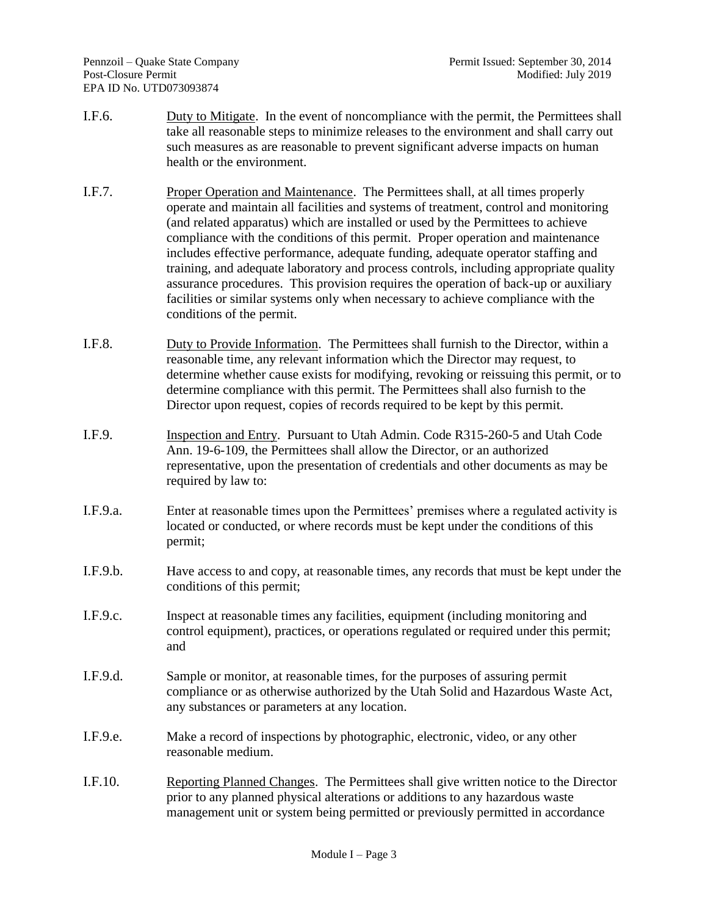I.F.6. Duty to Mitigate. In the event of noncompliance with the permit, the Permittees shall take all reasonable steps to minimize releases to the environment and shall carry out such measures as are reasonable to prevent significant adverse impacts on human health or the environment.

I.F.7. Proper Operation and Maintenance. The Permittees shall, at all times properly operate and maintain all facilities and systems of treatment, control and monitoring (and related apparatus) which are installed or used by the Permittees to achieve compliance with the conditions of this permit. Proper operation and maintenance includes effective performance, adequate funding, adequate operator staffing and training, and adequate laboratory and process controls, including appropriate quality assurance procedures. This provision requires the operation of back-up or auxiliary facilities or similar systems only when necessary to achieve compliance with the conditions of the permit.

I.F.8. Duty to Provide Information. The Permittees shall furnish to the Director, within a reasonable time, any relevant information which the Director may request, to determine whether cause exists for modifying, revoking or reissuing this permit, or to determine compliance with this permit. The Permittees shall also furnish to the Director upon request, copies of records required to be kept by this permit.

I.F.9. Inspection and Entry. Pursuant to Utah Admin. Code R315-260-5 and Utah Code Ann. 19-6-109, the Permittees shall allow the Director, or an authorized representative, upon the presentation of credentials and other documents as may be required by law to:

I.F.9.a. Enter at reasonable times upon the Permittees' premises where a regulated activity is located or conducted, or where records must be kept under the conditions of this permit;

I.F.9.b. Have access to and copy, at reasonable times, any records that must be kept under the conditions of this permit;

I.F.9.c. Inspect at reasonable times any facilities, equipment (including monitoring and control equipment), practices, or operations regulated or required under this permit; and

I.F.9.d. Sample or monitor, at reasonable times, for the purposes of assuring permit compliance or as otherwise authorized by the Utah Solid and Hazardous Waste Act, any substances or parameters at any location.

I.F.9.e. Make a record of inspections by photographic, electronic, video, or any other reasonable medium.

I.F.10. Reporting Planned Changes. The Permittees shall give written notice to the Director prior to any planned physical alterations or additions to any hazardous waste management unit or system being permitted or previously permitted in accordance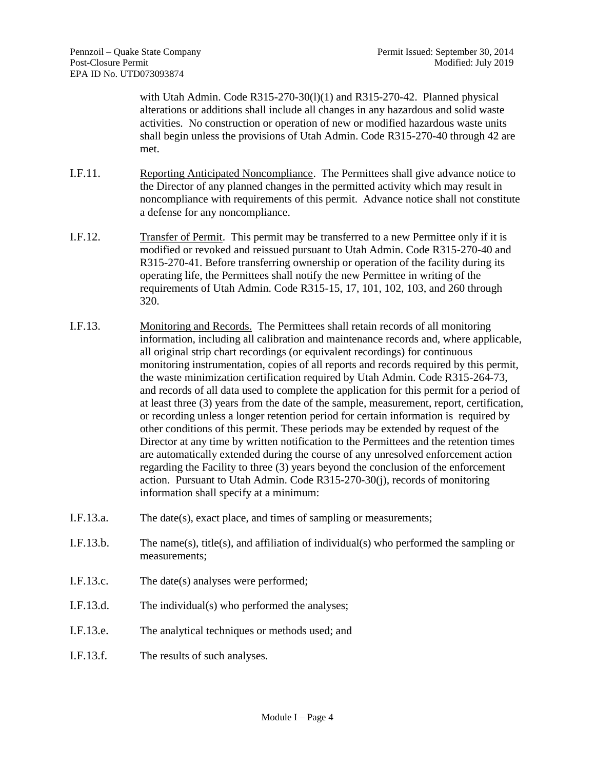with Utah Admin. Code R315-270-30(l)(1) and R315-270-42. Planned physical alterations or additions shall include all changes in any hazardous and solid waste activities. No construction or operation of new or modified hazardous waste units shall begin unless the provisions of Utah Admin. Code R315-270-40 through 42 are met.

I.F.11. Reporting Anticipated Noncompliance. The Permittees shall give advance notice to the Director of any planned changes in the permitted activity which may result in noncompliance with requirements of this permit. Advance notice shall not constitute a defense for any noncompliance.

I.F.12. Transfer of Permit. This permit may be transferred to a new Permittee only if it is modified or revoked and reissued pursuant to Utah Admin. Code R315-270-40 and R315-270-41. Before transferring ownership or operation of the facility during its operating life, the Permittees shall notify the new Permittee in writing of the requirements of Utah Admin. Code R315-15, 17, 101, 102, 103, and 260 through 320.

I.F.13. Monitoring and Records. The Permittees shall retain records of all monitoring information, including all calibration and maintenance records and, where applicable, all original strip chart recordings (or equivalent recordings) for continuous monitoring instrumentation, copies of all reports and records required by this permit, the waste minimization certification required by Utah Admin. Code R315-264-73, and records of all data used to complete the application for this permit for a period of at least three (3) years from the date of the sample, measurement, report, certification, or recording unless a longer retention period for certain information is required by other conditions of this permit. These periods may be extended by request of the Director at any time by written notification to the Permittees and the retention times are automatically extended during the course of any unresolved enforcement action regarding the Facility to three (3) years beyond the conclusion of the enforcement action. Pursuant to Utah Admin. Code R315-270-30(j), records of monitoring information shall specify at a minimum:

I.F.13.a. The date(s), exact place, and times of sampling or measurements;

I.F.13.b. The name(s), title(s), and affiliation of individual(s) who performed the sampling or measurements;

I.F.13.c. The date(s) analyses were performed;

I.F.13.d. The individual(s) who performed the analyses;

I.F.13.e. The analytical techniques or methods used; and

I.F.13.f. The results of such analyses.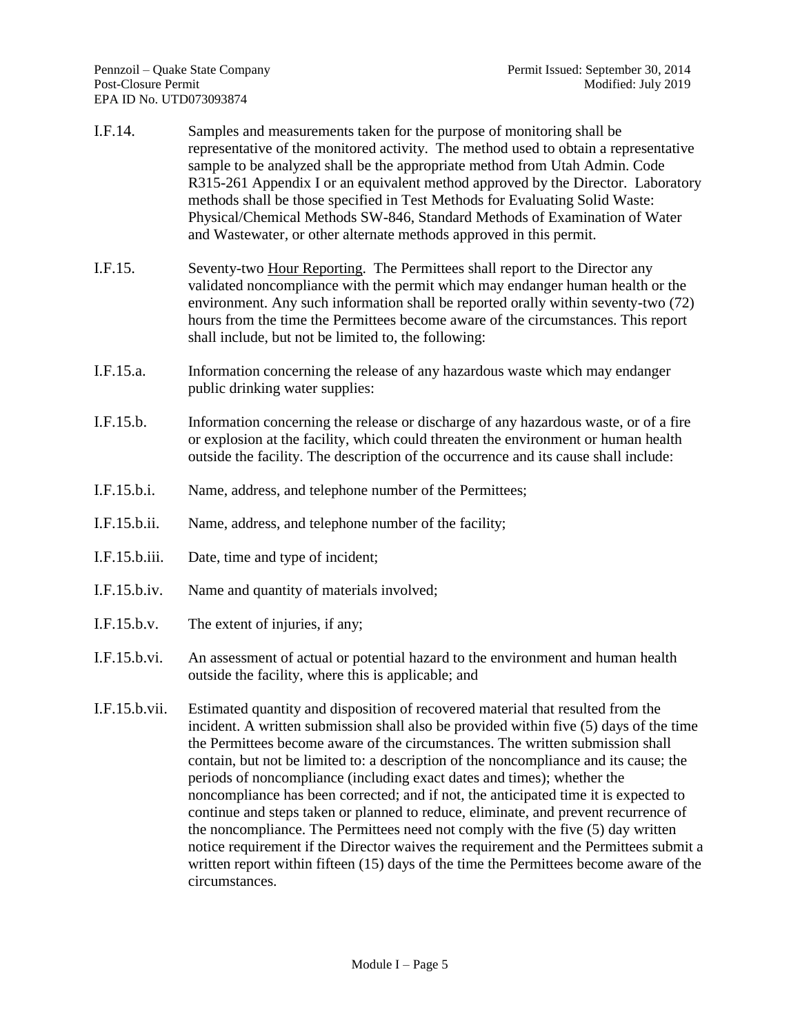I.F.14. Samples and measurements taken for the purpose of monitoring shall be representative of the monitored activity. The method used to obtain a representative sample to be analyzed shall be the appropriate method from Utah Admin. Code R315-261 Appendix I or an equivalent method approved by the Director. Laboratory methods shall be those specified in Test Methods for Evaluating Solid Waste: Physical/Chemical Methods SW-846, Standard Methods of Examination of Water and Wastewater, or other alternate methods approved in this permit.

I.F.15. Seventy-two <u>Hour Reporting</u>. The Permittees shall report to the Director any validated noncompliance with the permit which may endanger human health or the environment. Any such information shall be reported orally within seventy-two (72) hours from the time the Permittees become aware of the circumstances. This report shall include, but not be limited to, the following:

I.F.15.a. Information concerning the release of any hazardous waste which may endanger public drinking water supplies:

I.F.15.b. Information concerning the release or discharge of any hazardous waste, or of a fire or explosion at the facility, which could threaten the environment or human health outside the facility. The description of the occurrence and its cause shall include:

I.F.15.b.i. Name, address, and telephone number of the Permittees;

I.F.15.b.ii. Name, address, and telephone number of the facility;

I.F.15.b.iii. Date, time and type of incident;

I.F.15.b.iv. Name and quantity of materials involved;

I.F.15.b.v. The extent of injuries, if any;

I.F.15.b.vi. An assessment of actual or potential hazard to the environment and human health outside the facility, where this is applicable; and

I.F.15.b.vii. Estimated quantity and disposition of recovered material that resulted from the incident. A written submission shall also be provided within five (5) days of the time the Permittees become aware of the circumstances. The written submission shall contain, but not be limited to: a description of the noncompliance and its cause; the periods of noncompliance (including exact dates and times); whether the noncompliance has been corrected; and if not, the anticipated time it is expected to continue and steps taken or planned to reduce, eliminate, and prevent recurrence of the noncompliance. The Permittees need not comply with the five (5) day written notice requirement if the Director waives the requirement and the Permittees submit a written report within fifteen (15) days of the time the Permittees become aware of the circumstances.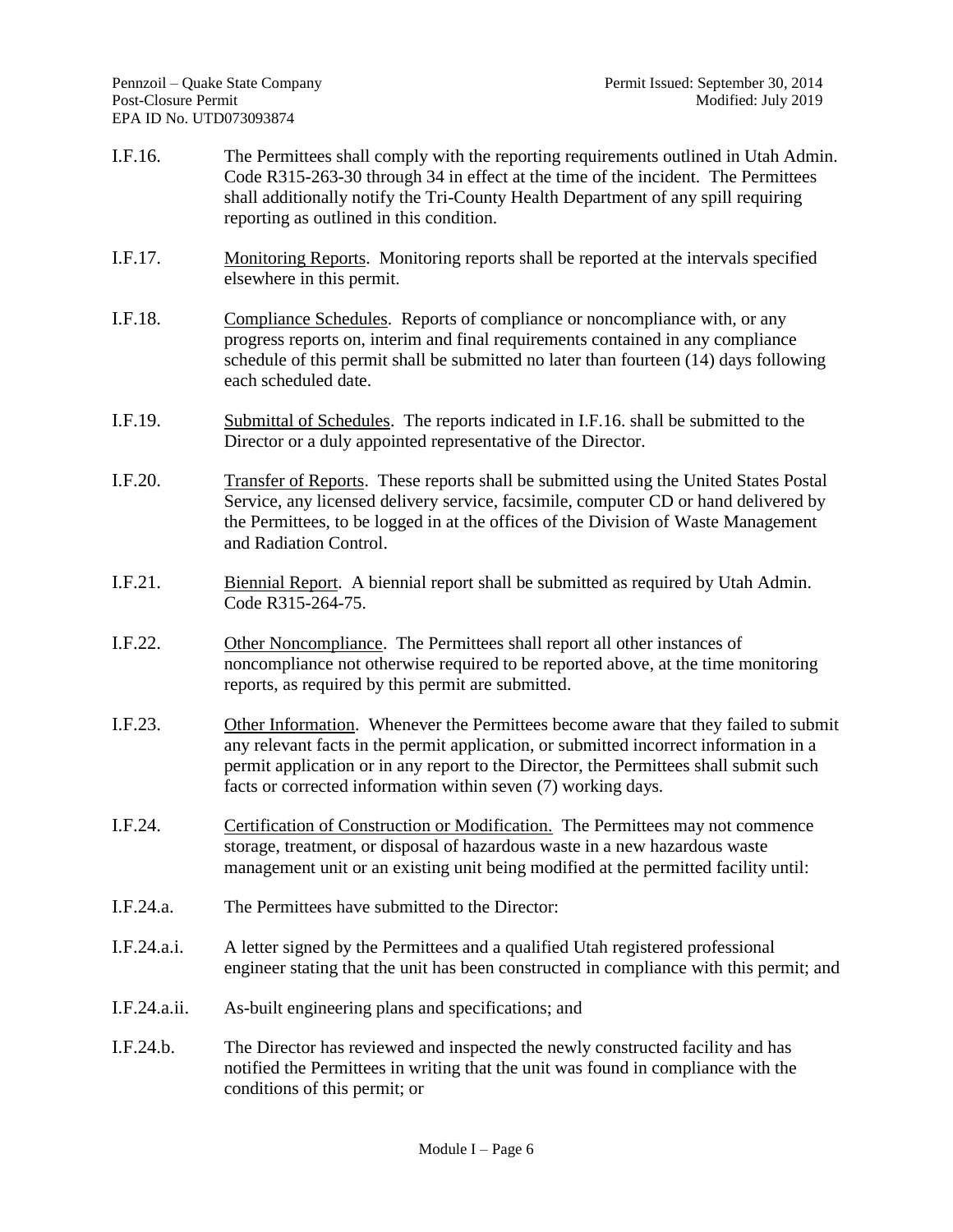I.F.16. The Permittees shall comply with the reporting requirements outlined in Utah Admin. Code R315-263-30 through 34 in effect at the time of the incident. The Permittees shall additionally notify the Tri-County Health Department of any spill requiring reporting as outlined in this condition.

I.F.17. Monitoring Reports. Monitoring reports shall be reported at the intervals specified elsewhere in this permit.

I.F.18. Compliance Schedules. Reports of compliance or noncompliance with, or any progress reports on, interim and final requirements contained in any compliance schedule of this permit shall be submitted no later than fourteen (14) days following each scheduled date.

I.F.19. Submittal of Schedules. The reports indicated in I.F.16. shall be submitted to the Director or a duly appointed representative of the Director.

I.F.20. Transfer of Reports. These reports shall be submitted using the United States Postal Service, any licensed delivery service, facsimile, computer CD or hand delivered by the Permittees, to be logged in at the offices of the Division of Waste Management and Radiation Control.

I.F.21. Biennial Report. A biennial report shall be submitted as required by Utah Admin. Code R315-264-75.

I.F.22. Other Noncompliance. The Permittees shall report all other instances of noncompliance not otherwise required to be reported above, at the time monitoring reports, as required by this permit are submitted.

I.F.23. Other Information. Whenever the Permittees become aware that they failed to submit any relevant facts in the permit application, or submitted incorrect information in a permit application or in any report to the Director, the Permittees shall submit such facts or corrected information within seven (7) working days.

I.F.24. Certification of Construction or Modification. The Permittees may not commence storage, treatment, or disposal of hazardous waste in a new hazardous waste management unit or an existing unit being modified at the permitted facility until:

I.F.24.a. The Permittees have submitted to the Director:

I.F.24.a.i. A letter signed by the Permittees and a qualified Utah registered professional engineer stating that the unit has been constructed in compliance with this permit; and

I.F.24.a.ii. As-built engineering plans and specifications; and

I.F.24.b. The Director has reviewed and inspected the newly constructed facility and has notified the Permittees in writing that the unit was found in compliance with the conditions of this permit; or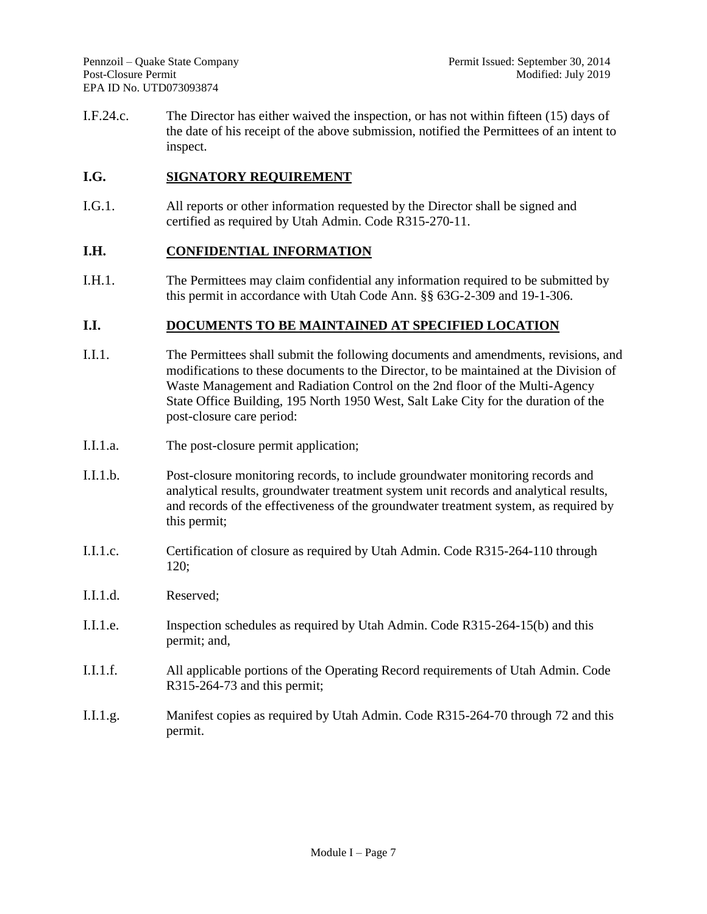I.F.24.c. The Director has either waived the inspection, or has not within fifteen (15) days of the date of his receipt of the above submission, notified the Permittees of an intent to inspect.

## I.G. SIGNATORY REQUIREMENT

I.G.1. All reports or other information requested by the Director shall be signed and certified as required by Utah Admin. Code R315-270-11.

## I.H. CONFIDENTIAL INFORMATION

I.H.1. The Permittees may claim confidential any information required to be submitted by this permit in accordance with Utah Code Ann. §§ 63G-2-309 and 19-1-306.

## I.I. DOCUMENTS TO BE MAINTAINED AT SPECIFIED LOCATION

I.I.1. The Permittees shall submit the following documents and amendments, revisions, and modifications to these documents to the Director, to be maintained at the Division of Waste Management and Radiation Control on the 2nd floor of the Multi-Agency State Office Building, 195 North 1950 West, Salt Lake City for the duration of the post-closure care period:

I.I.1.a. The post-closure permit application;

I.I.1.b. Post-closure monitoring records, to include groundwater monitoring records and analytical results, groundwater treatment system unit records and analytical results, and records of the effectiveness of the groundwater treatment system, as required by this permit;

I.I.1.c. Certification of closure as required by Utah Admin. Code R315-264-110 through 120;

I.I.1.d. Reserved;

I.I.1.e. Inspection schedules as required by Utah Admin. Code R315-264-15(b) and this permit; and,

I.I.1.f. All applicable portions of the Operating Record requirements of Utah Admin. Code R315-264-73 and this permit;

I.I.1.g. Manifest copies as required by Utah Admin. Code R315-264-70 through 72 and this permit.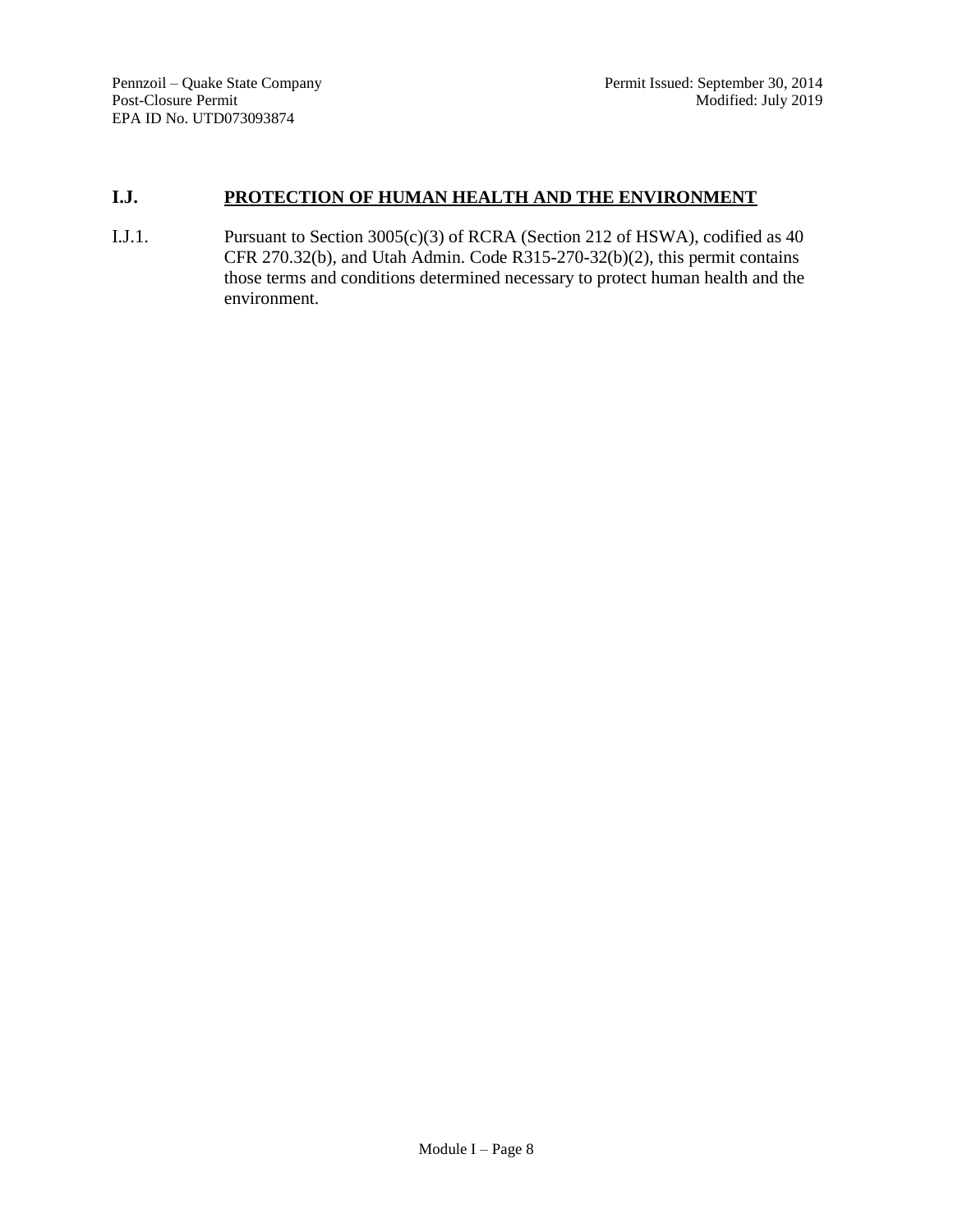## I.J. PROTECTION OF HUMAN HEALTH AND THE ENVIRONMENT

I.J.1. Pursuant to Section 3005(c)(3) of RCRA (Section 212 of HSWA), codified as 40 CFR 270.32(b), and Utah Admin. Code R315-270-32(b)(2), this permit contains those terms and conditions determined necessary to protect human health and the environment.